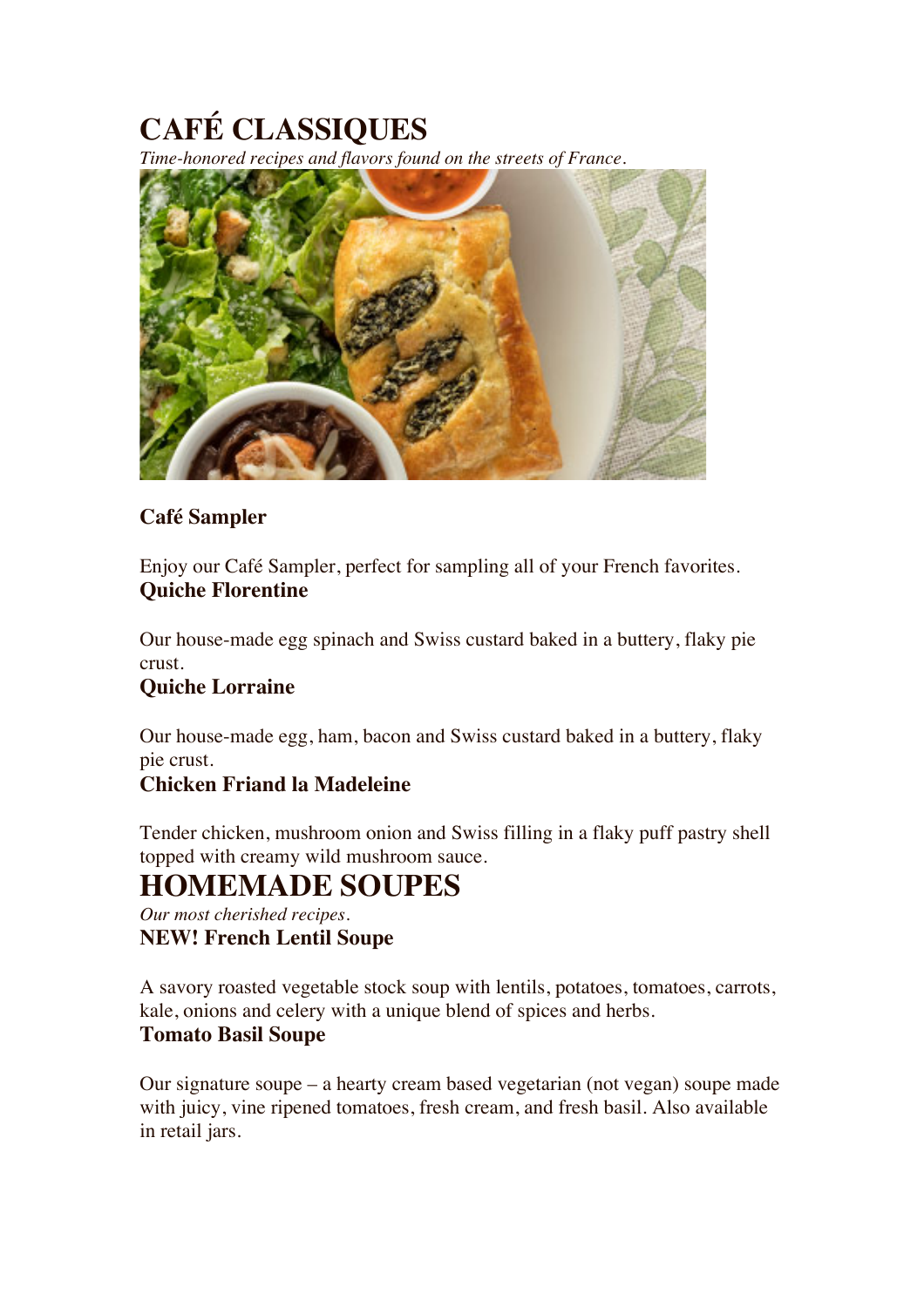# CAFÉ CLASSIQUES

*Time-honored recipes and flavors found on the streets of France.*

### Café Sampler

Enjoy our Café Sampler, perfect for sampling all of your French favorites.

### Quiche Florentine

Our house-made egg spinach and Swiss custard baked in a buttery, flaky pie crust.

### Quiche Lorraine

Our house-made egg, ham, bacon and Swiss custard baked in a buttery, flaky pie crust.

### Chicken Friand la Madeleine

Tender chicken, mushroom onion and Swiss filling in a flaky puff pastry shell topped with creamy wild mushroom sauce.

# HOMEMADE SOUPES

*Our most cherished recipes.*

### NEW! French Lentil Soupe

A savory roasted vegetable stock soup with lentils, potatoes, tomatoes, carrots, kale, onions and celery with a unique blend of spices and herbs.

### Tomato Basil Soupe

Our signature soupe – a hearty cream based vegetarian (not vegan) soupe made with juicy, vine ripened tomatoes, fresh cream, and fresh basil. Also available in retail jars.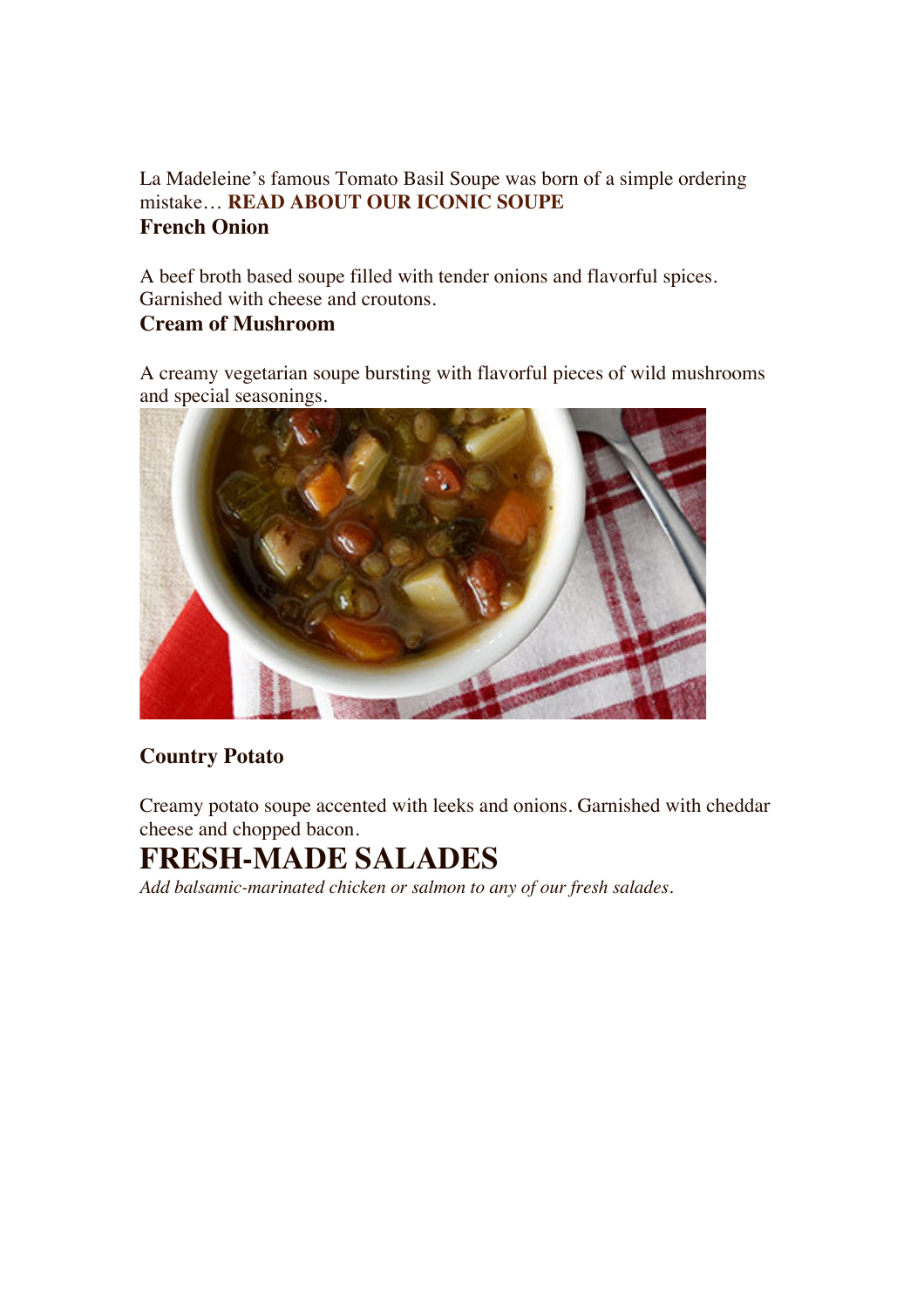La Madeleine's famous Tomato Basil Soupe was born of a simple ordering mistake… **READ ABOUT OUR ICONIC SOUPE**

### French Onion

A beef broth based soupe filled with tender onions and flavorful spices. Garnished with cheese and croutons.

### Cream of Mushroom

A creamy vegetarian soupe bursting with flavorful pieces of wild mushrooms and special seasonings.

### Country Potato

Creamy potato soupe accented with leeks and onions. Garnished with cheddar cheese and chopped bacon.

## FRESH-MADE SALADES

*Add balsamic-marinated chicken or salmon to any of our fresh salades.*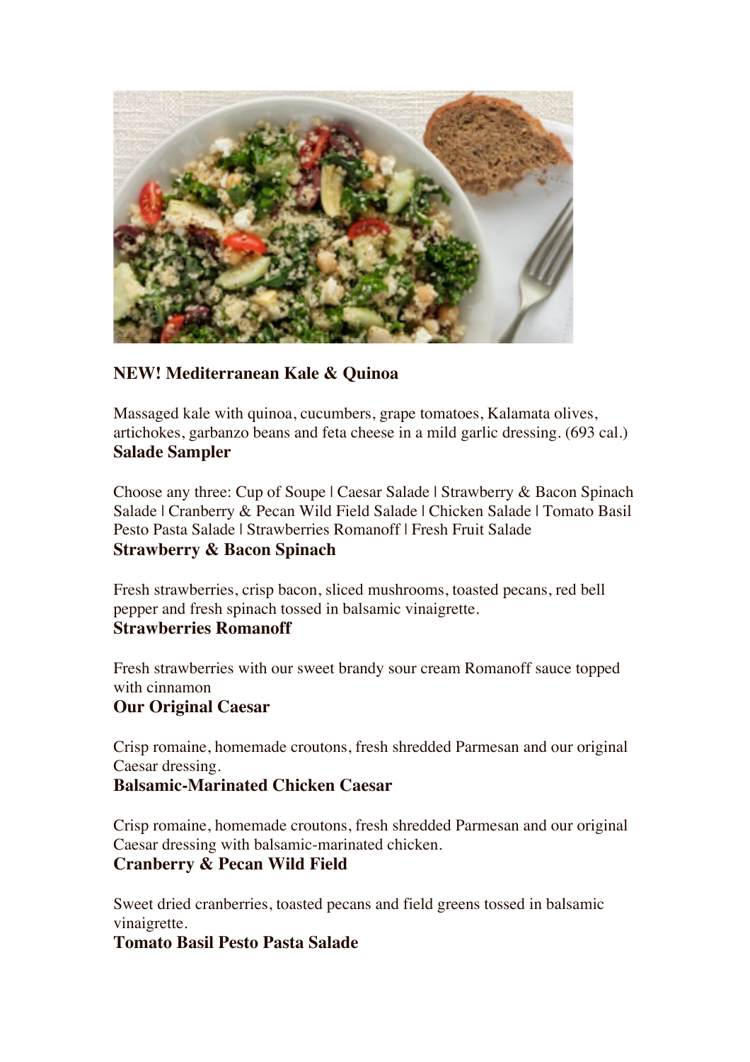**NEW! Mediterranean Kale & Quinoa**

Massaged kale with quinoa, cucumbers, grape tomatoes, Kalamata olives, artichokes, garbanzo beans and feta cheese in a mild garlic dressing. (693 cal.)

**Salade Sampler**

Choose any three: Cup of Soupe | Caesar Salade | Strawberry & Bacon Spinach Salade | Cranberry & Pecan Wild Field Salade | Chicken Salade | Tomato Basil Pesto Pasta Salade | Strawberries Romanoff | Fresh Fruit Salade

**Strawberry & Bacon Spinach**

Fresh strawberries, crisp bacon, sliced mushrooms, toasted pecans, red bell pepper and fresh spinach tossed in balsamic vinaigrette.

**Strawberries Romanoff**

Fresh strawberries with our sweet brandy sour cream Romanoff sauce topped with cinnamon

**Our Original Caesar**

Crisp romaine, homemade croutons, fresh shredded Parmesan and our original Caesar dressing.

**Balsamic-Marinated Chicken Caesar**

Crisp romaine, homemade croutons, fresh shredded Parmesan and our original Caesar dressing with balsamic-marinated chicken.

**Cranberry & Pecan Wild Field**

Sweet dried cranberries, toasted pecans and field greens tossed in balsamic vinaigrette.

**Tomato Basil Pesto Pasta Salade**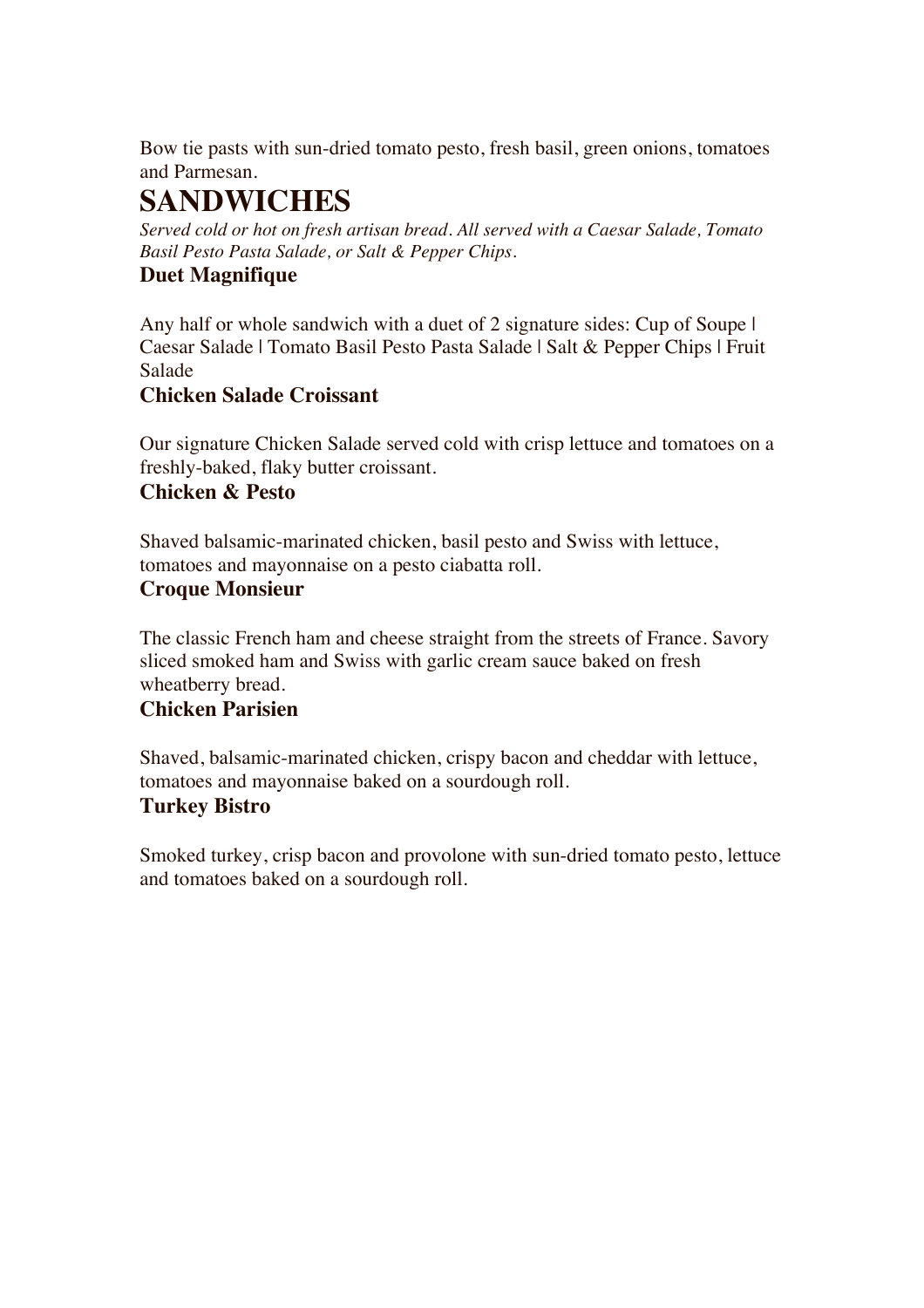Bow tie pasts with sun-dried tomato pesto, fresh basil, green onions, tomatoes and Parmesan.

# SANDWICHES

*Served cold or hot on fresh artisan bread. All served with a Caesar Salade, Tomato Basil Pesto Pasta Salade, or Salt & Pepper Chips.*

### Duet Magnifique

Any half or whole sandwich with a duet of 2 signature sides: Cup of Soupe | Caesar Salade | Tomato Basil Pesto Pasta Salade | Salt & Pepper Chips | Fruit Salade

### Chicken Salade Croissant

Our signature Chicken Salade served cold with crisp lettuce and tomatoes on a freshly-baked, flaky butter croissant.

### Chicken & Pesto

Shaved balsamic-marinated chicken, basil pesto and Swiss with lettuce, tomatoes and mayonnaise on a pesto ciabatta roll.

### Croque Monsieur

The classic French ham and cheese straight from the streets of France. Savory sliced smoked ham and Swiss with garlic cream sauce baked on fresh wheatberry bread.

### Chicken Parisien

Shaved, balsamic-marinated chicken, crispy bacon and cheddar with lettuce, tomatoes and mayonnaise baked on a sourdough roll.

### Turkey Bistro

Smoked turkey, crisp bacon and provolone with sun-dried tomato pesto, lettuce and tomatoes baked on a sourdough roll.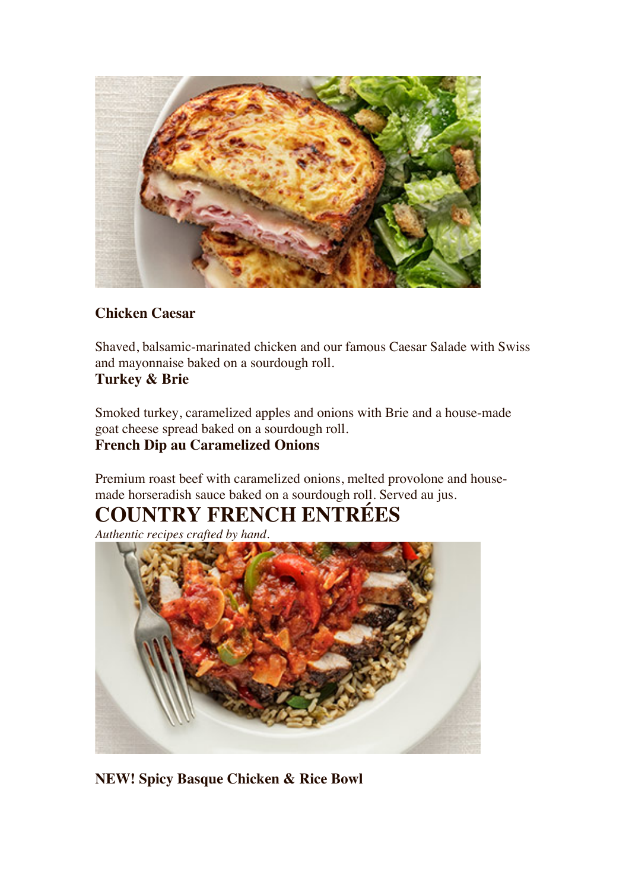**Chicken Caesar**

Shaved, balsamic-marinated chicken and our famous Caesar Salade with Swiss and mayonnaise baked on a sourdough roll.

**Turkey & Brie**

Smoked turkey, caramelized apples and onions with Brie and a house-made goat cheese spread baked on a sourdough roll.

**French Dip au Caramelized Onions**

Premium roast beef with caramelized onions, melted provolone and house-made horseradish sauce baked on a sourdough roll. Served au jus.

# COUNTRY FRENCH ENTRÉES

*Authentic recipes crafted by hand.*

**NEW! Spicy Basque Chicken & Rice Bowl**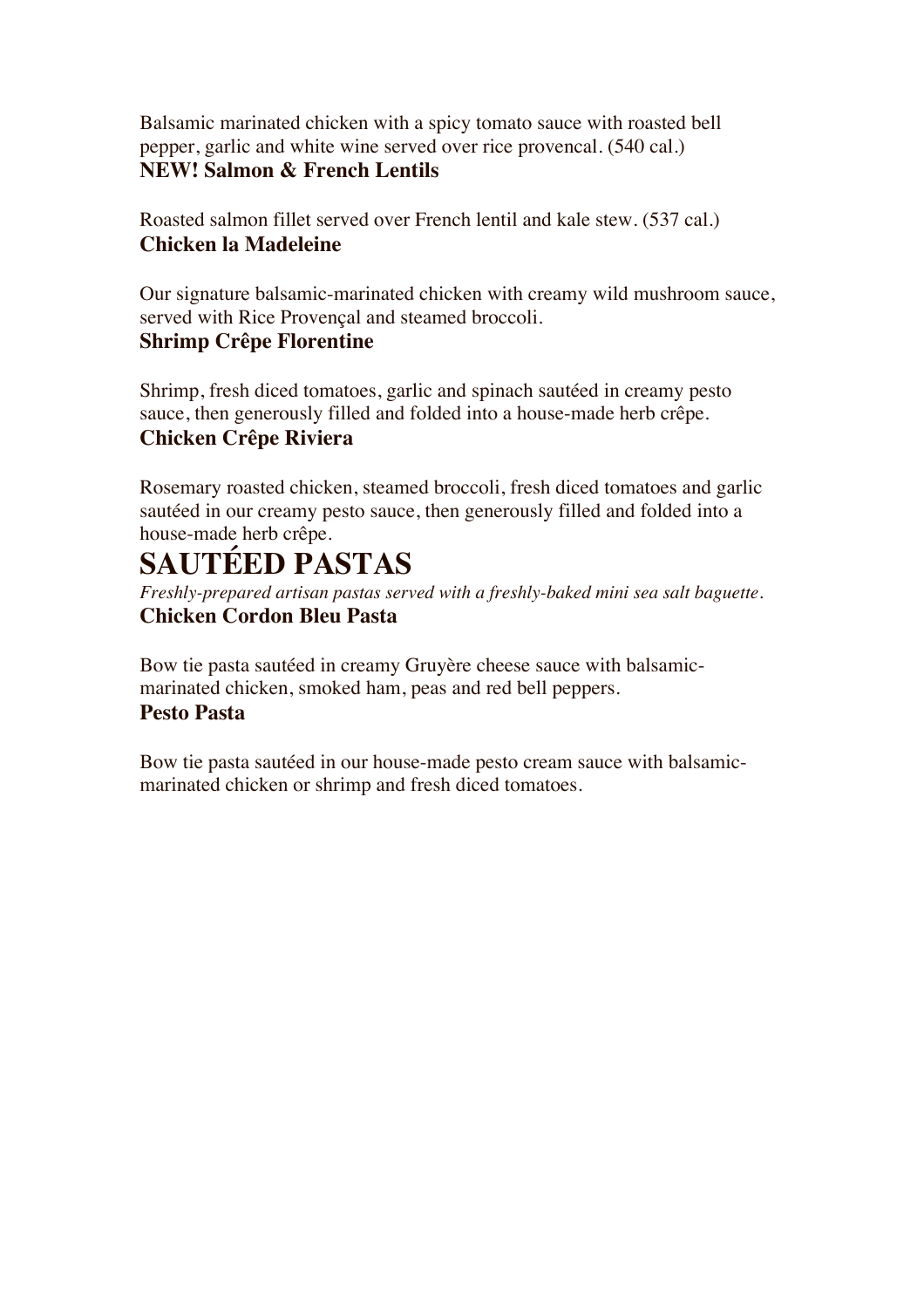Balsamic marinated chicken with a spicy tomato sauce with roasted bell pepper, garlic and white wine served over rice provencal. (540 cal.)

**NEW! Salmon & French Lentils**

Roasted salmon fillet served over French lentil and kale stew. (537 cal.)

**Chicken la Madeleine**

Our signature balsamic-marinated chicken with creamy wild mushroom sauce, served with Rice Provençal and steamed broccoli.

**Shrimp Crêpe Florentine**

Shrimp, fresh diced tomatoes, garlic and spinach sautéed in creamy pesto sauce, then generously filled and folded into a house-made herb crêpe.

**Chicken Crêpe Riviera**

Rosemary roasted chicken, steamed broccoli, fresh diced tomatoes and garlic sautéed in our creamy pesto sauce, then generously filled and folded into a house-made herb crêpe.

# SAUTÉED PASTAS

*Freshly-prepared artisan pastas served with a freshly-baked mini sea salt baguette.*

**Chicken Cordon Bleu Pasta**

Bow tie pasta sautéed in creamy Gruyère cheese sauce with balsamic-marinated chicken, smoked ham, peas and red bell peppers.

**Pesto Pasta**

Bow tie pasta sautéed in our house-made pesto cream sauce with balsamic-marinated chicken or shrimp and fresh diced tomatoes.